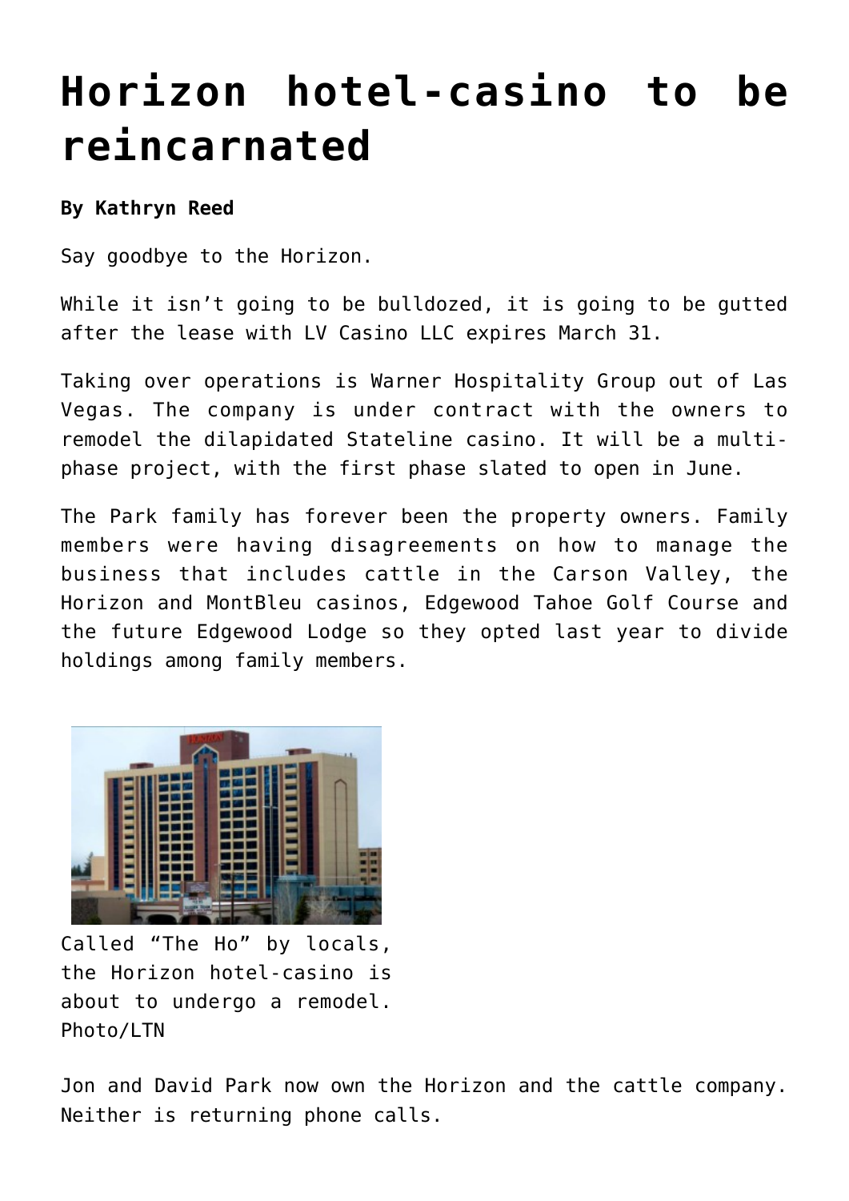# Horizon hotel-casino to be reincarnated

**By Kathryn Reed**

Say goodbye to the Horizon.

While it isn't going to be bulldozed, it is going to be gutted after the lease with LV Casino LLC expires March 31.

Taking over operations is Warner Hospitality Group out of Las Vegas. The company is under contract with the owners to remodel the dilapidated Stateline casino. It will be a multi-phase project, with the first phase slated to open in June.

The Park family has forever been the property owners. Family members were having disagreements on how to manage the business that includes cattle in the Carson Valley, the Horizon and MontBleu casinos, Edgewood Tahoe Golf Course and the future Edgewood Lodge so they opted last year to divide holdings among family members.

Called "The Ho" by locals, the Horizon hotel-casino is about to undergo a remodel. Photo/LTN

Jon and David Park now own the Horizon and the cattle company. Neither is returning phone calls.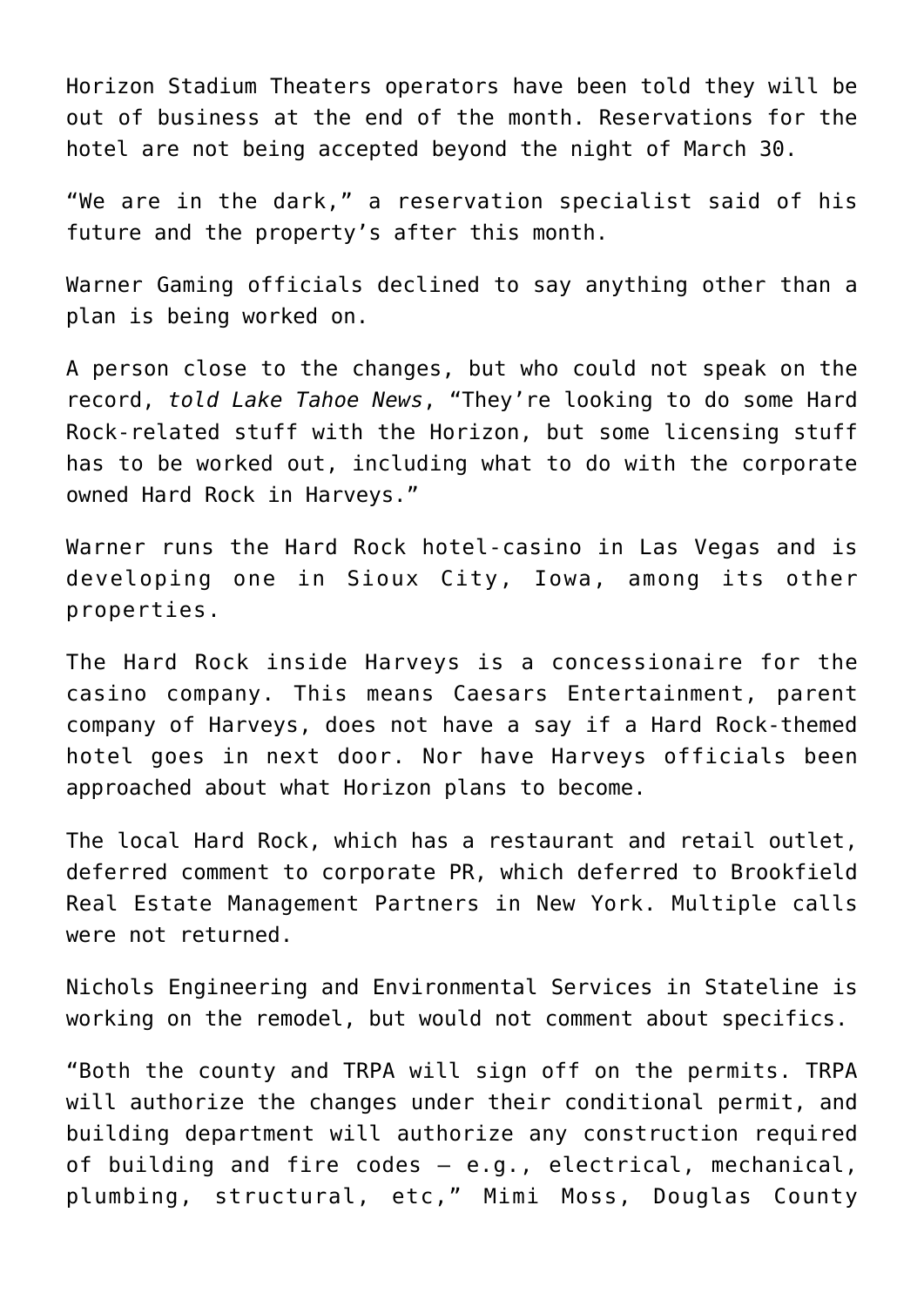Horizon Stadium Theaters operators have been told they will be out of business at the end of the month. Reservations for the hotel are not being accepted beyond the night of March 30.

"We are in the dark," a reservation specialist said of his future and the property's after this month.

Warner Gaming officials declined to say anything other than a plan is being worked on.

A person close to the changes, but who could not speak on the record, *told Lake Tahoe News*, "They're looking to do some Hard Rock-related stuff with the Horizon, but some licensing stuff has to be worked out, including what to do with the corporate owned Hard Rock in Harveys."

Warner runs the Hard Rock hotel-casino in Las Vegas and is developing one in Sioux City, Iowa, among its other properties.

The Hard Rock inside Harveys is a concessionaire for the casino company. This means Caesars Entertainment, parent company of Harveys, does not have a say if a Hard Rock-themed hotel goes in next door. Nor have Harveys officials been approached about what Horizon plans to become.

The local Hard Rock, which has a restaurant and retail outlet, deferred comment to corporate PR, which deferred to Brookfield Real Estate Management Partners in New York. Multiple calls were not returned.

Nichols Engineering and Environmental Services in Stateline is working on the remodel, but would not comment about specifics.

"Both the county and TRPA will sign off on the permits. TRPA will authorize the changes under their conditional permit, and building department will authorize any construction required of building and fire codes – e.g., electrical, mechanical, plumbing, structural, etc," Mimi Moss, Douglas County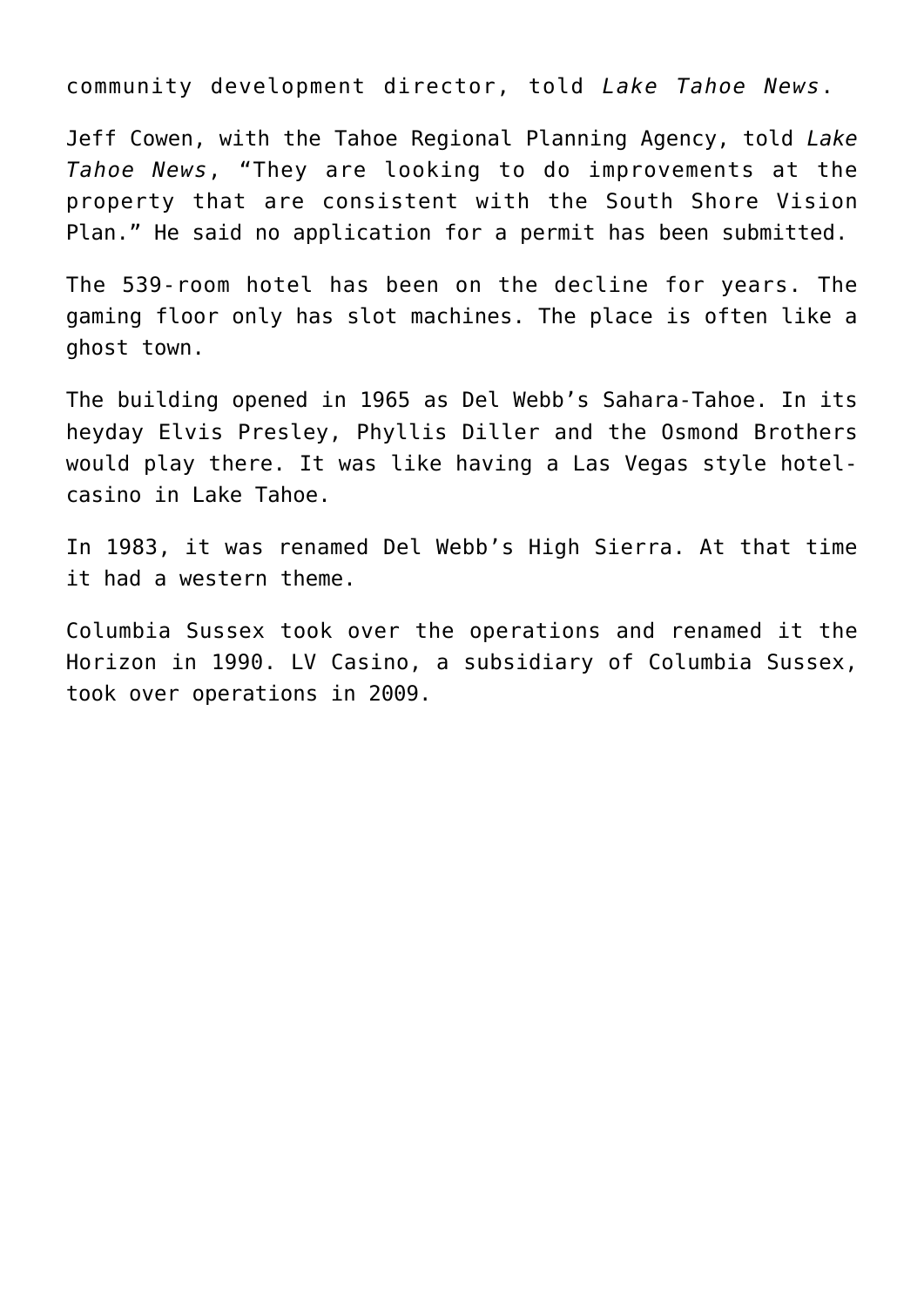community development director, told *Lake Tahoe News*.

Jeff Cowen, with the Tahoe Regional Planning Agency, told *Lake Tahoe News*, "They are looking to do improvements at the property that are consistent with the South Shore Vision Plan." He said no application for a permit has been submitted.

The 539-room hotel has been on the decline for years. The gaming floor only has slot machines. The place is often like a ghost town.

The building opened in 1965 as Del Webb's Sahara-Tahoe. In its heyday Elvis Presley, Phyllis Diller and the Osmond Brothers would play there. It was like having a Las Vegas style hotel-casino in Lake Tahoe.

In 1983, it was renamed Del Webb's High Sierra. At that time it had a western theme.

Columbia Sussex took over the operations and renamed it the Horizon in 1990. LV Casino, a subsidiary of Columbia Sussex, took over operations in 2009.